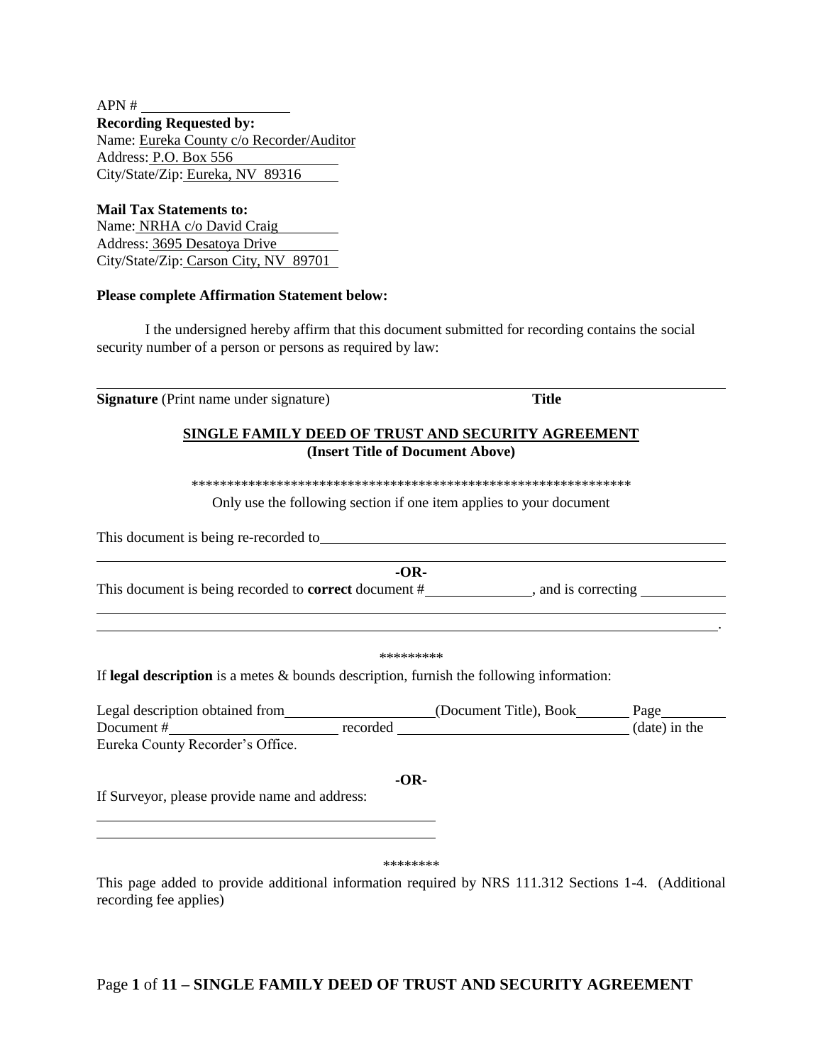APN # ____________________

**Recording Requested by:**
Name: Eureka County c/o Recorder/Auditor
Address: P.O. Box 556
City/State/Zip: Eureka, NV 89316

**Mail Tax Statements to:**
Name: NRHA c/o David Craig
Address: 3695 Desatoya Drive
City/State/Zip: Carson City, NV 89701

**Please complete Affirmation Statement below:**

I the undersigned hereby affirm that this document submitted for recording contains the social security number of a person or persons as required by law:

________________________________________________________________________________

**Signature** (Print name under signature) **Title**

**SINGLE FAMILY DEED OF TRUST AND SECURITY AGREEMENT**
**(Insert Title of Document Above)**

***************************************************************

Only use the following section if one item applies to your document

This document is being re-recorded to ____________________________________________

________________________________________________________________________________

**-OR-**

This document is being recorded to **correct** document # ______________, and is correcting ____________

________________________________________________________________________________

________________________________________________________________________________.

*********

If **legal description** is a metes & bounds description, furnish the following information:

Legal description obtained from ____________________(Document Title), Book _______ Page _________
Document # ______________________ recorded ______________________________ (date) in the Eureka County Recorder's Office.

**-OR-**

If Surveyor, please provide name and address:

______________________________________________

______________________________________________

********

This page added to provide additional information required by NRS 111.312 Sections 1-4. (Additional recording fee applies)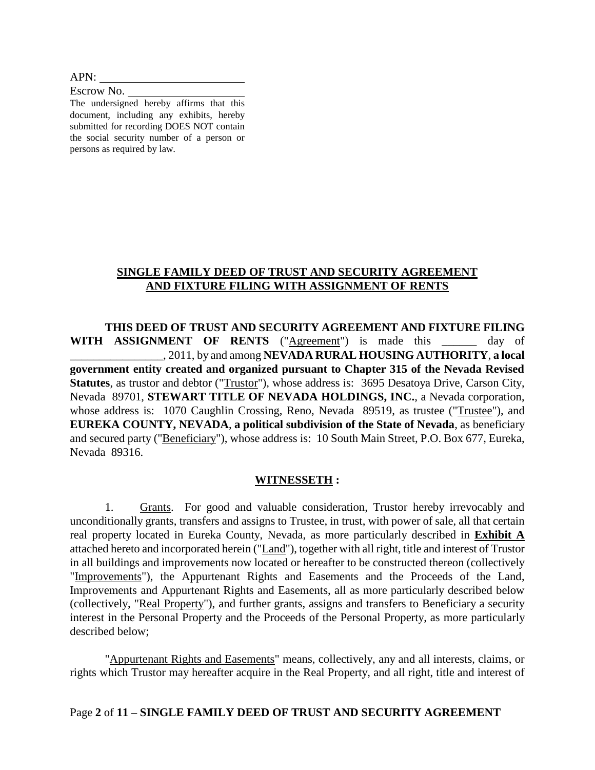APN: ________________________

Escrow No. ___________________

The undersigned hereby affirms that this document, including any exhibits, hereby submitted for recording DOES NOT contain the social security number of a person or persons as required by law.

## SINGLE FAMILY DEED OF TRUST AND SECURITY AGREEMENT AND FIXTURE FILING WITH ASSIGNMENT OF RENTS

**THIS DEED OF TRUST AND SECURITY AGREEMENT AND FIXTURE FILING WITH ASSIGNMENT OF RENTS** ("Agreement") is made this ______ day of ________________, 2011, by and among **NEVADA RURAL HOUSING AUTHORITY**, **a local government entity created and organized pursuant to Chapter 315 of the Nevada Revised Statutes**, as trustor and debtor ("Trustor"), whose address is: 3695 Desatoya Drive, Carson City, Nevada 89701, **STEWART TITLE OF NEVADA HOLDINGS, INC.**, a Nevada corporation, whose address is: 1070 Caughlin Crossing, Reno, Nevada 89519, as trustee ("Trustee"), and **EUREKA COUNTY, NEVADA**, **a political subdivision of the State of Nevada**, as beneficiary and secured party ("Beneficiary"), whose address is: 10 South Main Street, P.O. Box 677, Eureka, Nevada 89316.

**WITNESSETH :**

1. Grants. For good and valuable consideration, Trustor hereby irrevocably and unconditionally grants, transfers and assigns to Trustee, in trust, with power of sale, all that certain real property located in Eureka County, Nevada, as more particularly described in **Exhibit A** attached hereto and incorporated herein ("Land"), together with all right, title and interest of Trustor in all buildings and improvements now located or hereafter to be constructed thereon (collectively "Improvements"), the Appurtenant Rights and Easements and the Proceeds of the Land, Improvements and Appurtenant Rights and Easements, all as more particularly described below (collectively, "Real Property"), and further grants, assigns and transfers to Beneficiary a security interest in the Personal Property and the Proceeds of the Personal Property, as more particularly described below;

"Appurtenant Rights and Easements" means, collectively, any and all interests, claims, or rights which Trustor may hereafter acquire in the Real Property, and all right, title and interest of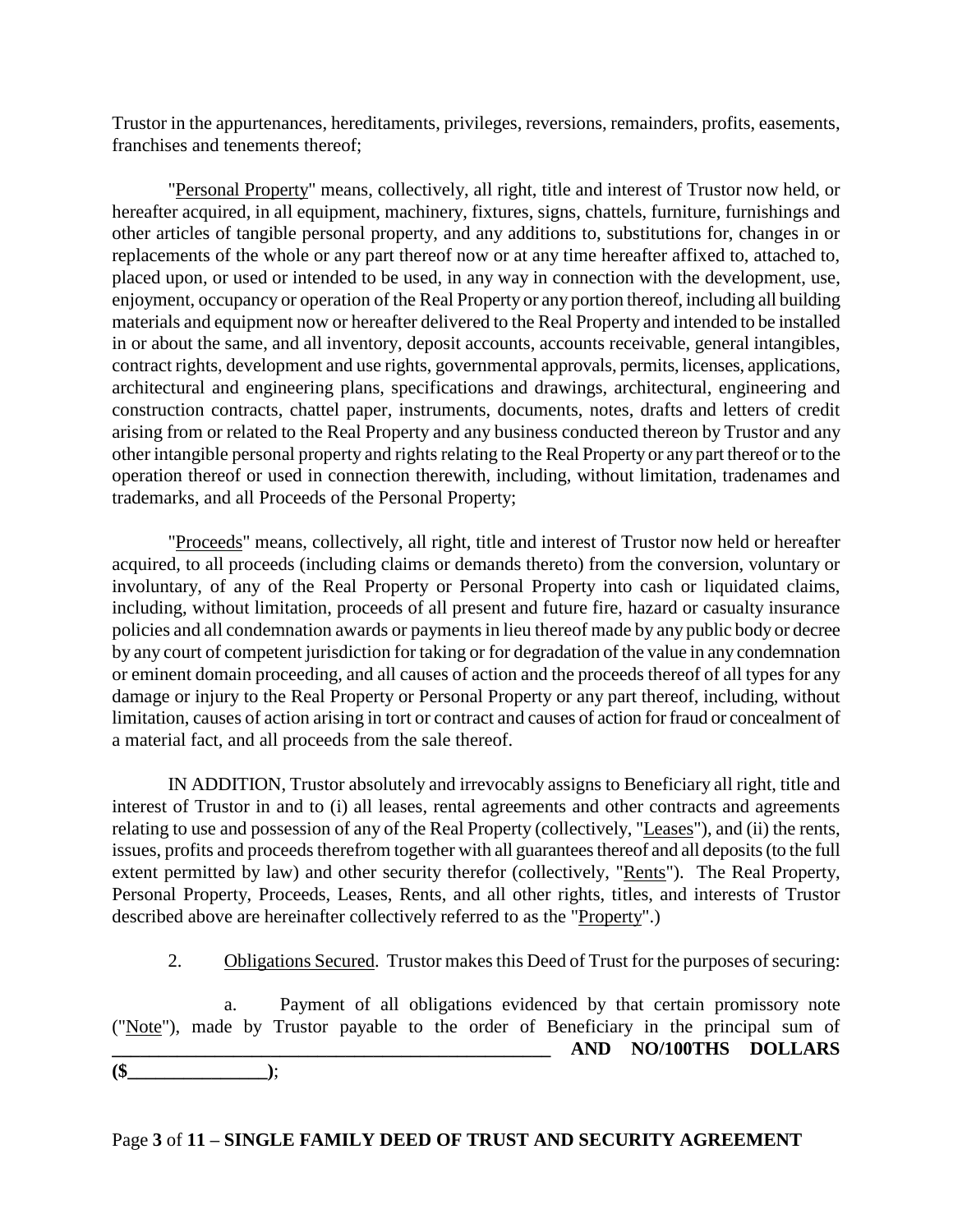Trustor in the appurtenances, hereditaments, privileges, reversions, remainders, profits, easements, franchises and tenements thereof;

"Personal Property" means, collectively, all right, title and interest of Trustor now held, or hereafter acquired, in all equipment, machinery, fixtures, signs, chattels, furniture, furnishings and other articles of tangible personal property, and any additions to, substitutions for, changes in or replacements of the whole or any part thereof now or at any time hereafter affixed to, attached to, placed upon, or used or intended to be used, in any way in connection with the development, use, enjoyment, occupancy or operation of the Real Property or any portion thereof, including all building materials and equipment now or hereafter delivered to the Real Property and intended to be installed in or about the same, and all inventory, deposit accounts, accounts receivable, general intangibles, contract rights, development and use rights, governmental approvals, permits, licenses, applications, architectural and engineering plans, specifications and drawings, architectural, engineering and construction contracts, chattel paper, instruments, documents, notes, drafts and letters of credit arising from or related to the Real Property and any business conducted thereon by Trustor and any other intangible personal property and rights relating to the Real Property or any part thereof or to the operation thereof or used in connection therewith, including, without limitation, tradenames and trademarks, and all Proceeds of the Personal Property;

"Proceeds" means, collectively, all right, title and interest of Trustor now held or hereafter acquired, to all proceeds (including claims or demands thereto) from the conversion, voluntary or involuntary, of any of the Real Property or Personal Property into cash or liquidated claims, including, without limitation, proceeds of all present and future fire, hazard or casualty insurance policies and all condemnation awards or payments in lieu thereof made by any public body or decree by any court of competent jurisdiction for taking or for degradation of the value in any condemnation or eminent domain proceeding, and all causes of action and the proceeds thereof of all types for any damage or injury to the Real Property or Personal Property or any part thereof, including, without limitation, causes of action arising in tort or contract and causes of action for fraud or concealment of a material fact, and all proceeds from the sale thereof.

IN ADDITION, Trustor absolutely and irrevocably assigns to Beneficiary all right, title and interest of Trustor in and to (i) all leases, rental agreements and other contracts and agreements relating to use and possession of any of the Real Property (collectively, "Leases"), and (ii) the rents, issues, profits and proceeds therefrom together with all guarantees thereof and all deposits (to the full extent permitted by law) and other security therefor (collectively, "Rents"). The Real Property, Personal Property, Proceeds, Leases, Rents, and all other rights, titles, and interests of Trustor described above are hereinafter collectively referred to as the "Property".)

2. Obligations Secured. Trustor makes this Deed of Trust for the purposes of securing:

a. Payment of all obligations evidenced by that certain promissory note ("Note"), made by Trustor payable to the order of Beneficiary in the principal sum of **_______________________________________________ AND NO/100THS DOLLARS ($_______________)**;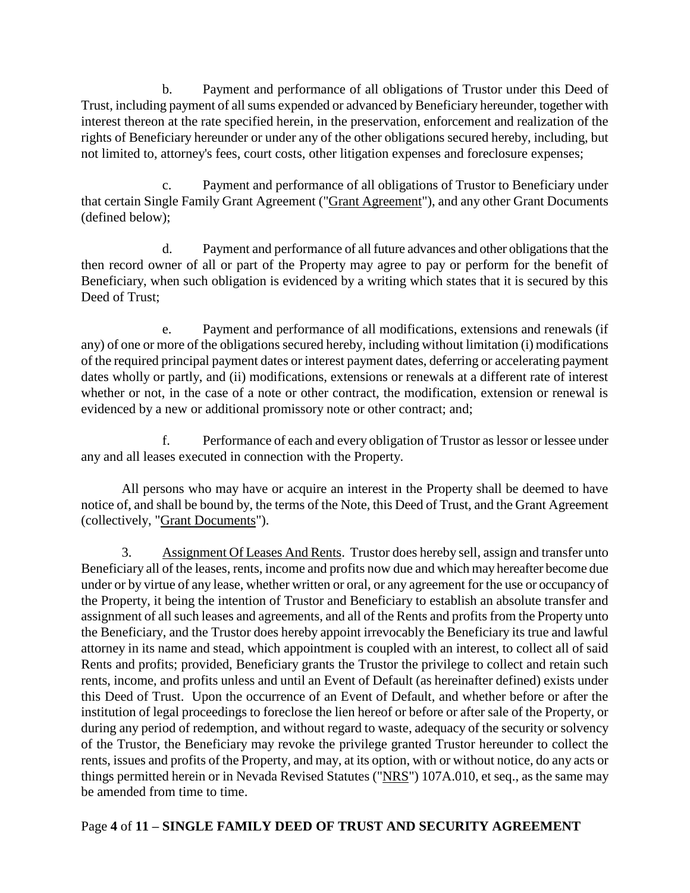b. Payment and performance of all obligations of Trustor under this Deed of Trust, including payment of all sums expended or advanced by Beneficiary hereunder, together with interest thereon at the rate specified herein, in the preservation, enforcement and realization of the rights of Beneficiary hereunder or under any of the other obligations secured hereby, including, but not limited to, attorney's fees, court costs, other litigation expenses and foreclosure expenses;

c. Payment and performance of all obligations of Trustor to Beneficiary under that certain Single Family Grant Agreement ("Grant Agreement"), and any other Grant Documents (defined below);

d. Payment and performance of all future advances and other obligations that the then record owner of all or part of the Property may agree to pay or perform for the benefit of Beneficiary, when such obligation is evidenced by a writing which states that it is secured by this Deed of Trust;

e. Payment and performance of all modifications, extensions and renewals (if any) of one or more of the obligations secured hereby, including without limitation (i) modifications of the required principal payment dates or interest payment dates, deferring or accelerating payment dates wholly or partly, and (ii) modifications, extensions or renewals at a different rate of interest whether or not, in the case of a note or other contract, the modification, extension or renewal is evidenced by a new or additional promissory note or other contract; and;

f. Performance of each and every obligation of Trustor as lessor or lessee under any and all leases executed in connection with the Property.

All persons who may have or acquire an interest in the Property shall be deemed to have notice of, and shall be bound by, the terms of the Note, this Deed of Trust, and the Grant Agreement (collectively, "Grant Documents").

3. Assignment Of Leases And Rents. Trustor does hereby sell, assign and transfer unto Beneficiary all of the leases, rents, income and profits now due and which may hereafter become due under or by virtue of any lease, whether written or oral, or any agreement for the use or occupancy of the Property, it being the intention of Trustor and Beneficiary to establish an absolute transfer and assignment of all such leases and agreements, and all of the Rents and profits from the Property unto the Beneficiary, and the Trustor does hereby appoint irrevocably the Beneficiary its true and lawful attorney in its name and stead, which appointment is coupled with an interest, to collect all of said Rents and profits; provided, Beneficiary grants the Trustor the privilege to collect and retain such rents, income, and profits unless and until an Event of Default (as hereinafter defined) exists under this Deed of Trust. Upon the occurrence of an Event of Default, and whether before or after the institution of legal proceedings to foreclose the lien hereof or before or after sale of the Property, or during any period of redemption, and without regard to waste, adequacy of the security or solvency of the Trustor, the Beneficiary may revoke the privilege granted Trustor hereunder to collect the rents, issues and profits of the Property, and may, at its option, with or without notice, do any acts or things permitted herein or in Nevada Revised Statutes ("NRS") 107A.010, et seq., as the same may be amended from time to time.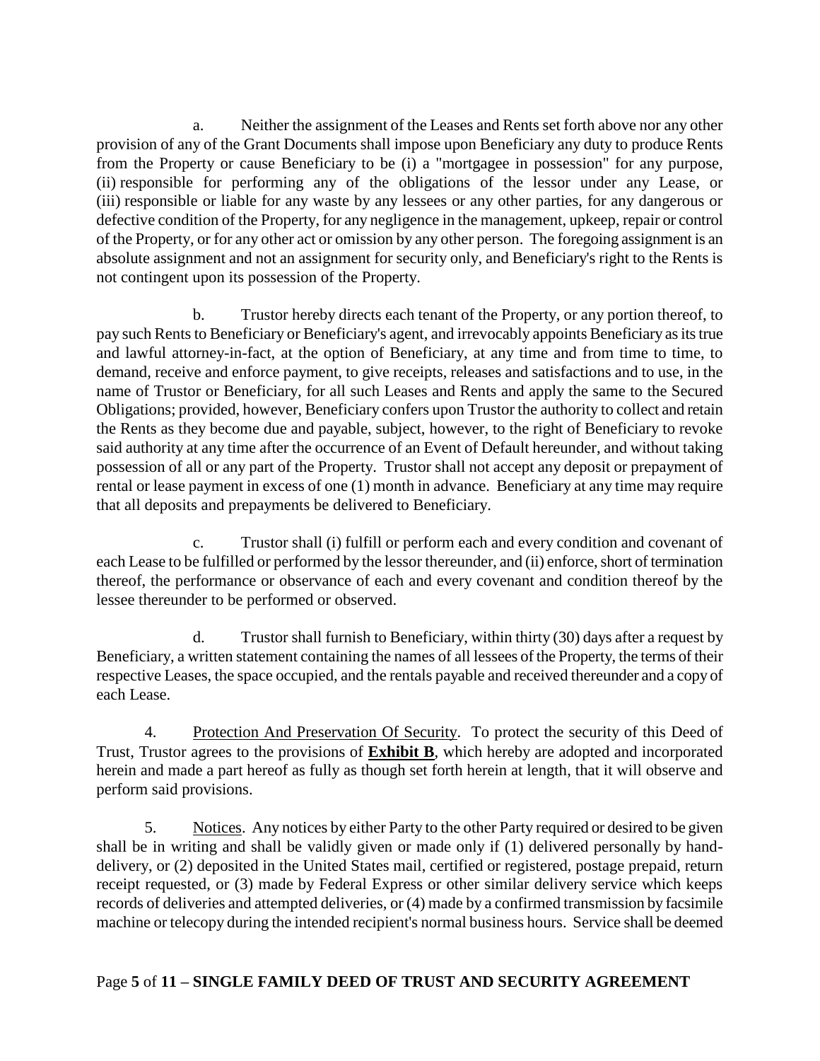a. Neither the assignment of the Leases and Rents set forth above nor any other provision of any of the Grant Documents shall impose upon Beneficiary any duty to produce Rents from the Property or cause Beneficiary to be (i) a "mortgagee in possession" for any purpose, (ii) responsible for performing any of the obligations of the lessor under any Lease, or (iii) responsible or liable for any waste by any lessees or any other parties, for any dangerous or defective condition of the Property, for any negligence in the management, upkeep, repair or control of the Property, or for any other act or omission by any other person. The foregoing assignment is an absolute assignment and not an assignment for security only, and Beneficiary's right to the Rents is not contingent upon its possession of the Property.

b. Trustor hereby directs each tenant of the Property, or any portion thereof, to pay such Rents to Beneficiary or Beneficiary's agent, and irrevocably appoints Beneficiary as its true and lawful attorney-in-fact, at the option of Beneficiary, at any time and from time to time, to demand, receive and enforce payment, to give receipts, releases and satisfactions and to use, in the name of Trustor or Beneficiary, for all such Leases and Rents and apply the same to the Secured Obligations; provided, however, Beneficiary confers upon Trustor the authority to collect and retain the Rents as they become due and payable, subject, however, to the right of Beneficiary to revoke said authority at any time after the occurrence of an Event of Default hereunder, and without taking possession of all or any part of the Property. Trustor shall not accept any deposit or prepayment of rental or lease payment in excess of one (1) month in advance. Beneficiary at any time may require that all deposits and prepayments be delivered to Beneficiary.

c. Trustor shall (i) fulfill or perform each and every condition and covenant of each Lease to be fulfilled or performed by the lessor thereunder, and (ii) enforce, short of termination thereof, the performance or observance of each and every covenant and condition thereof by the lessee thereunder to be performed or observed.

d. Trustor shall furnish to Beneficiary, within thirty (30) days after a request by Beneficiary, a written statement containing the names of all lessees of the Property, the terms of their respective Leases, the space occupied, and the rentals payable and received thereunder and a copy of each Lease.

4. Protection And Preservation Of Security. To protect the security of this Deed of Trust, Trustor agrees to the provisions of **Exhibit B**, which hereby are adopted and incorporated herein and made a part hereof as fully as though set forth herein at length, that it will observe and perform said provisions.

5. Notices. Any notices by either Party to the other Party required or desired to be given shall be in writing and shall be validly given or made only if (1) delivered personally by hand-delivery, or (2) deposited in the United States mail, certified or registered, postage prepaid, return receipt requested, or (3) made by Federal Express or other similar delivery service which keeps records of deliveries and attempted deliveries, or (4) made by a confirmed transmission by facsimile machine or telecopy during the intended recipient's normal business hours. Service shall be deemed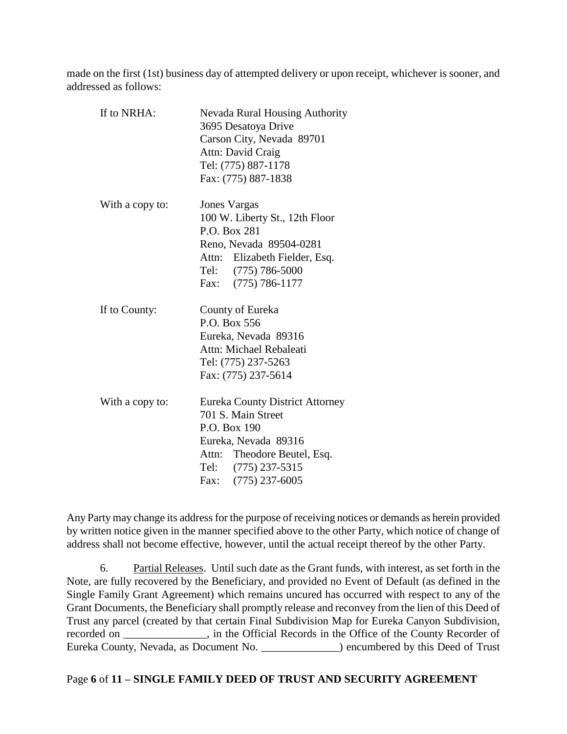made on the first (1st) business day of attempted delivery or upon receipt, whichever is sooner, and addressed as follows:

If to NRHA:
Nevada Rural Housing Authority
3695 Desatoya Drive
Carson City, Nevada 89701
Attn: David Craig
Tel: (775) 887-1178
Fax: (775) 887-1838

With a copy to:
Jones Vargas
100 W. Liberty St., 12th Floor
P.O. Box 281
Reno, Nevada 89504-0281
Attn: Elizabeth Fielder, Esq.
Tel: (775) 786-5000
Fax: (775) 786-1177

If to County:
County of Eureka
P.O. Box 556
Eureka, Nevada 89316
Attn: Michael Rebaleati
Tel: (775) 237-5263
Fax: (775) 237-5614

With a copy to:
Eureka County District Attorney
701 S. Main Street
P.O. Box 190
Eureka, Nevada 89316
Attn: Theodore Beutel, Esq.
Tel: (775) 237-5315
Fax: (775) 237-6005

Any Party may change its address for the purpose of receiving notices or demands as herein provided by written notice given in the manner specified above to the other Party, which notice of change of address shall not become effective, however, until the actual receipt thereof by the other Party.

6. Partial Releases. Until such date as the Grant funds, with interest, as set forth in the Note, are fully recovered by the Beneficiary, and provided no Event of Default (as defined in the Single Family Grant Agreement) which remains uncured has occurred with respect to any of the Grant Documents, the Beneficiary shall promptly release and reconvey from the lien of this Deed of Trust any parcel (created by that certain Final Subdivision Map for Eureka Canyon Subdivision, recorded on _______________, in the Official Records in the Office of the County Recorder of Eureka County, Nevada, as Document No. ______________) encumbered by this Deed of Trust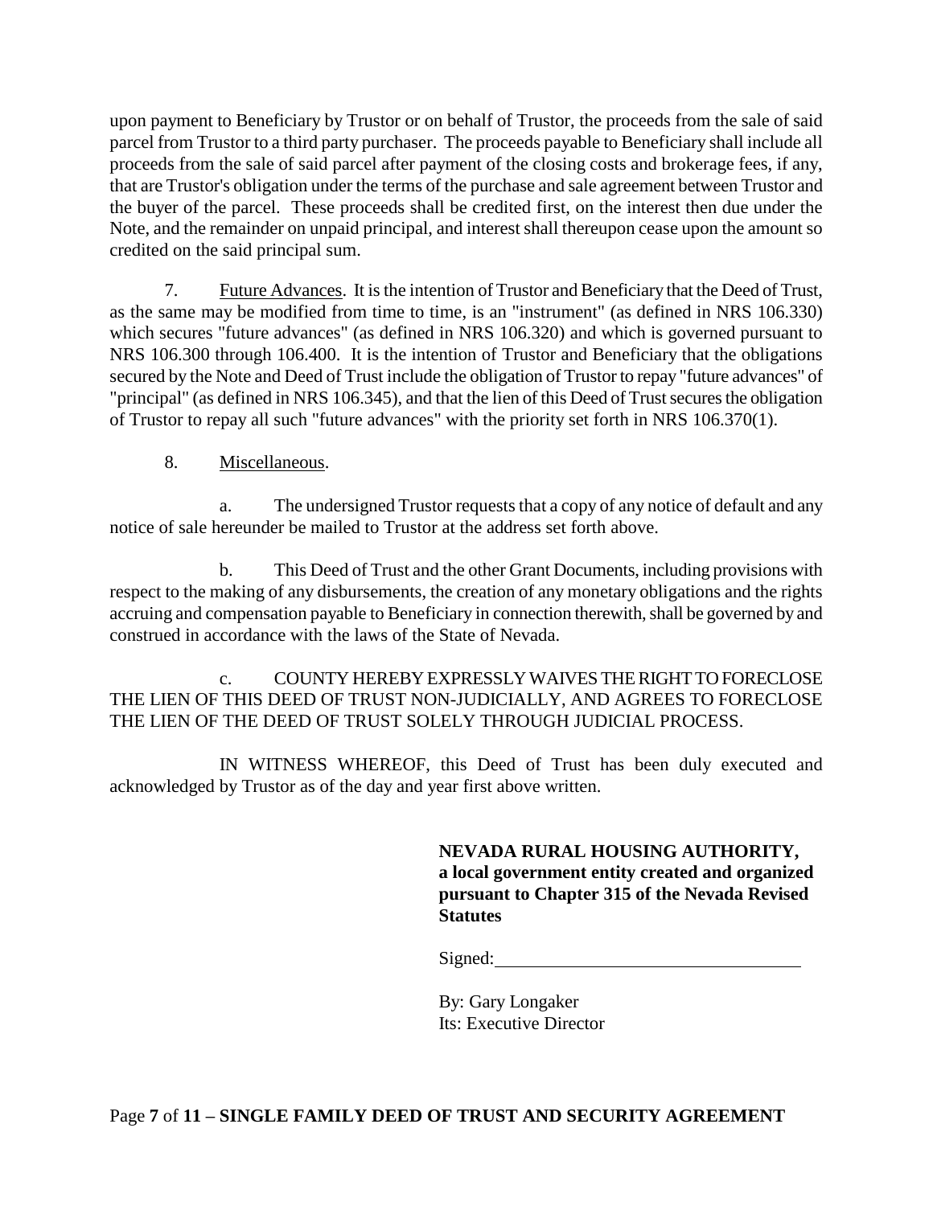upon payment to Beneficiary by Trustor or on behalf of Trustor, the proceeds from the sale of said parcel from Trustor to a third party purchaser. The proceeds payable to Beneficiary shall include all proceeds from the sale of said parcel after payment of the closing costs and brokerage fees, if any, that are Trustor's obligation under the terms of the purchase and sale agreement between Trustor and the buyer of the parcel. These proceeds shall be credited first, on the interest then due under the Note, and the remainder on unpaid principal, and interest shall thereupon cease upon the amount so credited on the said principal sum.

7. Future Advances. It is the intention of Trustor and Beneficiary that the Deed of Trust, as the same may be modified from time to time, is an "instrument" (as defined in NRS 106.330) which secures "future advances" (as defined in NRS 106.320) and which is governed pursuant to NRS 106.300 through 106.400. It is the intention of Trustor and Beneficiary that the obligations secured by the Note and Deed of Trust include the obligation of Trustor to repay "future advances" of "principal" (as defined in NRS 106.345), and that the lien of this Deed of Trust secures the obligation of Trustor to repay all such "future advances" with the priority set forth in NRS 106.370(1).

8. Miscellaneous.

a. The undersigned Trustor requests that a copy of any notice of default and any notice of sale hereunder be mailed to Trustor at the address set forth above.

b. This Deed of Trust and the other Grant Documents, including provisions with respect to the making of any disbursements, the creation of any monetary obligations and the rights accruing and compensation payable to Beneficiary in connection therewith, shall be governed by and construed in accordance with the laws of the State of Nevada.

c. COUNTY HEREBY EXPRESSLY WAIVES THE RIGHT TO FORECLOSE THE LIEN OF THIS DEED OF TRUST NON-JUDICIALLY, AND AGREES TO FORECLOSE THE LIEN OF THE DEED OF TRUST SOLELY THROUGH JUDICIAL PROCESS.

IN WITNESS WHEREOF, this Deed of Trust has been duly executed and acknowledged by Trustor as of the day and year first above written.

**NEVADA RURAL HOUSING AUTHORITY, a local government entity created and organized pursuant to Chapter 315 of the Nevada Revised Statutes**

Signed: ________________________________

By: Gary Longaker
Its: Executive Director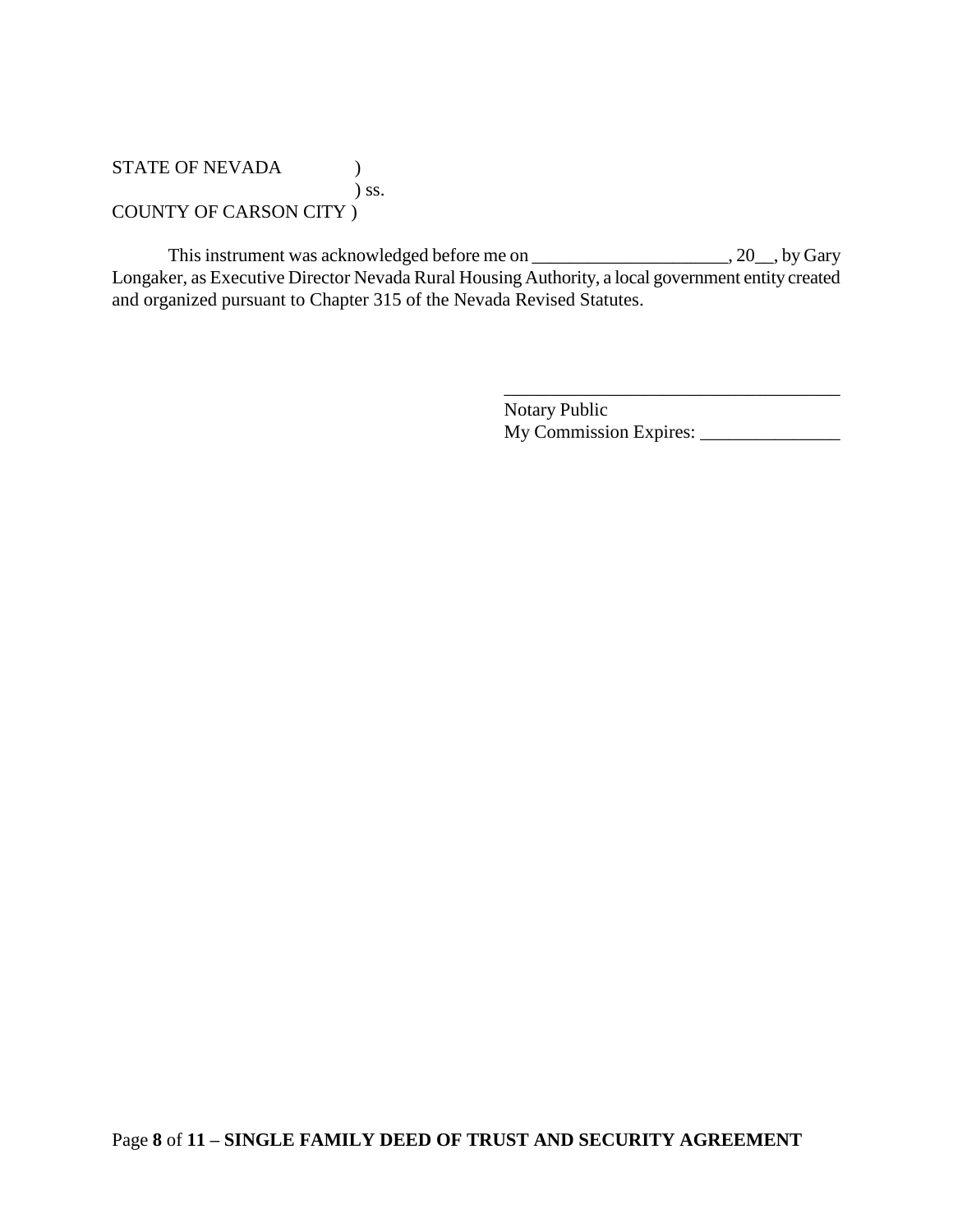STATE OF NEVADA )
) ss.
COUNTY OF CARSON CITY )

This instrument was acknowledged before me on _____________________, 20__, by Gary Longaker, as Executive Director Nevada Rural Housing Authority, a local government entity created and organized pursuant to Chapter 315 of the Nevada Revised Statutes.

_____________________________________
Notary Public
My Commission Expires: _______________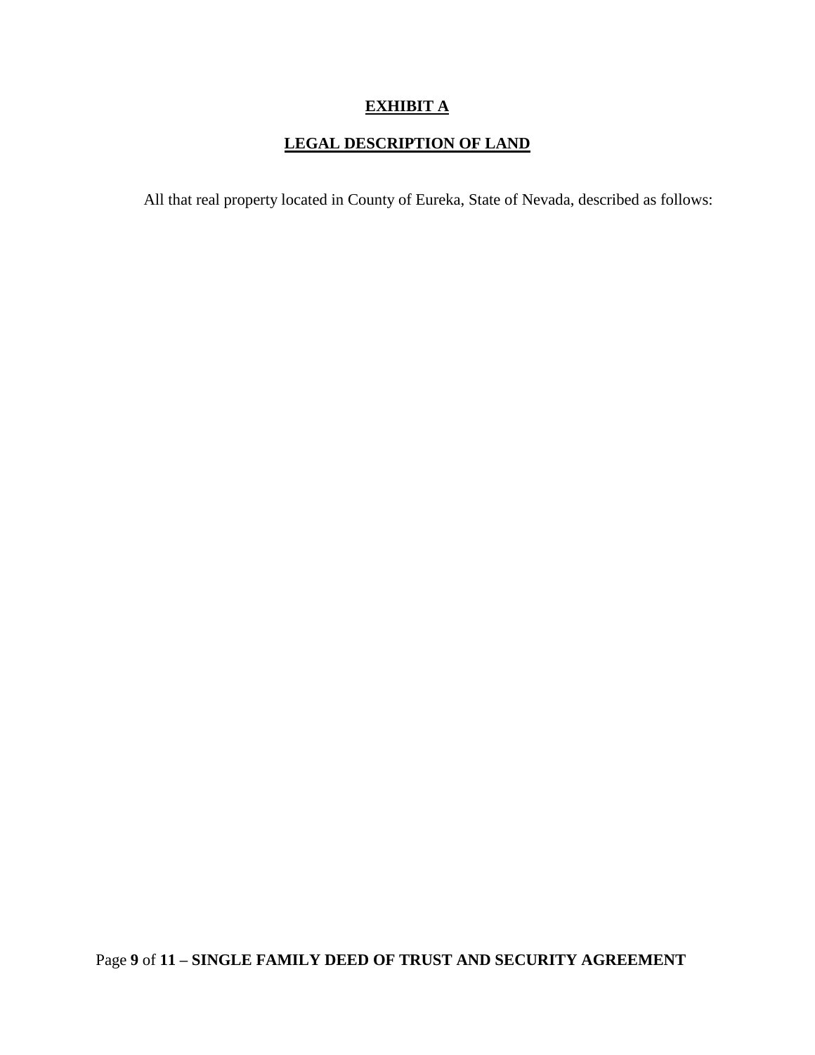# EXHIBIT A

## LEGAL DESCRIPTION OF LAND

All that real property located in County of Eureka, State of Nevada, described as follows: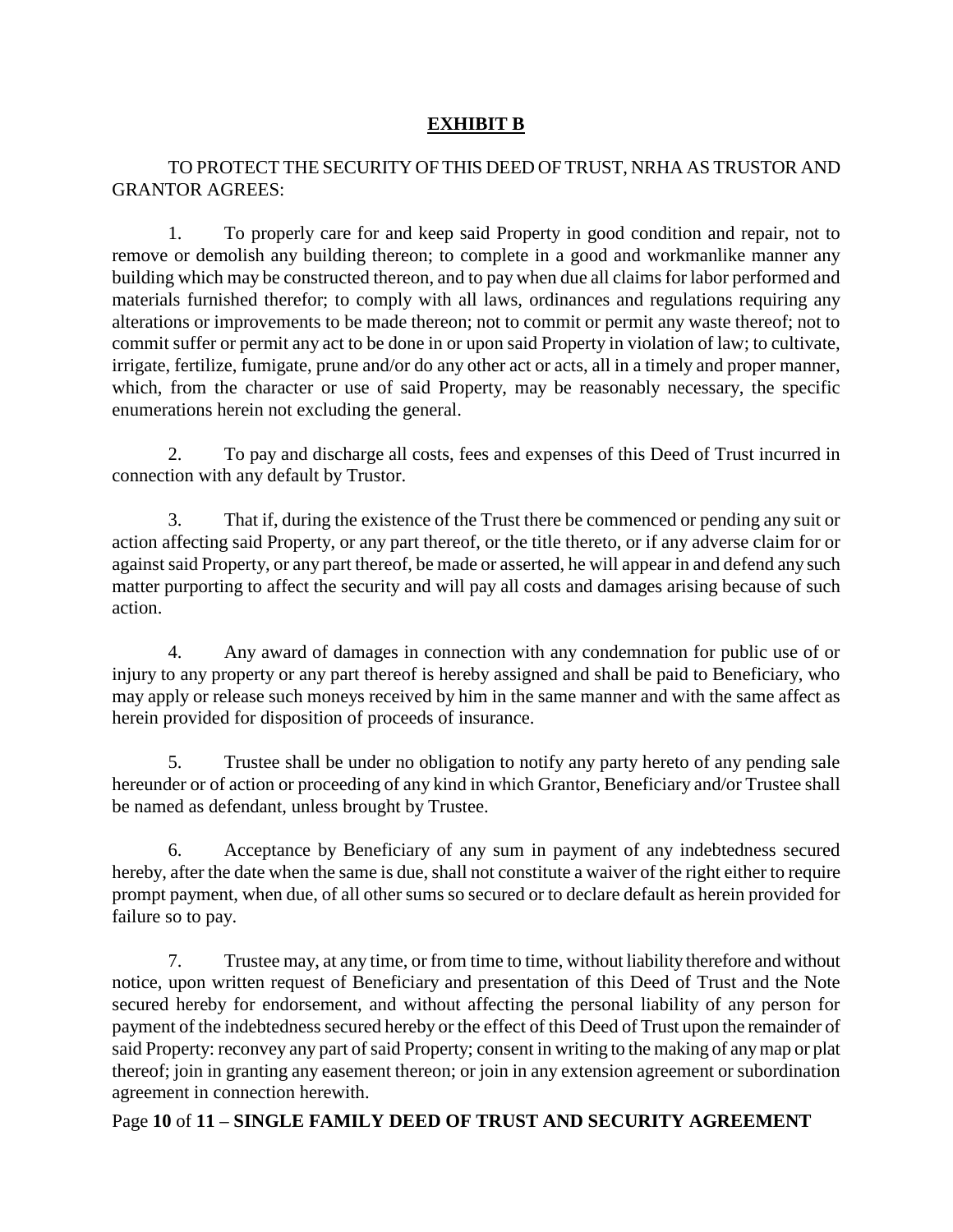# EXHIBIT B

TO PROTECT THE SECURITY OF THIS DEED OF TRUST, NRHA AS TRUSTOR AND GRANTOR AGREES:

1. To properly care for and keep said Property in good condition and repair, not to remove or demolish any building thereon; to complete in a good and workmanlike manner any building which may be constructed thereon, and to pay when due all claims for labor performed and materials furnished therefor; to comply with all laws, ordinances and regulations requiring any alterations or improvements to be made thereon; not to commit or permit any waste thereof; not to commit suffer or permit any act to be done in or upon said Property in violation of law; to cultivate, irrigate, fertilize, fumigate, prune and/or do any other act or acts, all in a timely and proper manner, which, from the character or use of said Property, may be reasonably necessary, the specific enumerations herein not excluding the general.

2. To pay and discharge all costs, fees and expenses of this Deed of Trust incurred in connection with any default by Trustor.

3. That if, during the existence of the Trust there be commenced or pending any suit or action affecting said Property, or any part thereof, or the title thereto, or if any adverse claim for or against said Property, or any part thereof, be made or asserted, he will appear in and defend any such matter purporting to affect the security and will pay all costs and damages arising because of such action.

4. Any award of damages in connection with any condemnation for public use of or injury to any property or any part thereof is hereby assigned and shall be paid to Beneficiary, who may apply or release such moneys received by him in the same manner and with the same affect as herein provided for disposition of proceeds of insurance.

5. Trustee shall be under no obligation to notify any party hereto of any pending sale hereunder or of action or proceeding of any kind in which Grantor, Beneficiary and/or Trustee shall be named as defendant, unless brought by Trustee.

6. Acceptance by Beneficiary of any sum in payment of any indebtedness secured hereby, after the date when the same is due, shall not constitute a waiver of the right either to require prompt payment, when due, of all other sums so secured or to declare default as herein provided for failure so to pay.

7. Trustee may, at any time, or from time to time, without liability therefore and without notice, upon written request of Beneficiary and presentation of this Deed of Trust and the Note secured hereby for endorsement, and without affecting the personal liability of any person for payment of the indebtedness secured hereby or the effect of this Deed of Trust upon the remainder of said Property: reconvey any part of said Property; consent in writing to the making of any map or plat thereof; join in granting any easement thereon; or join in any extension agreement or subordination agreement in connection herewith.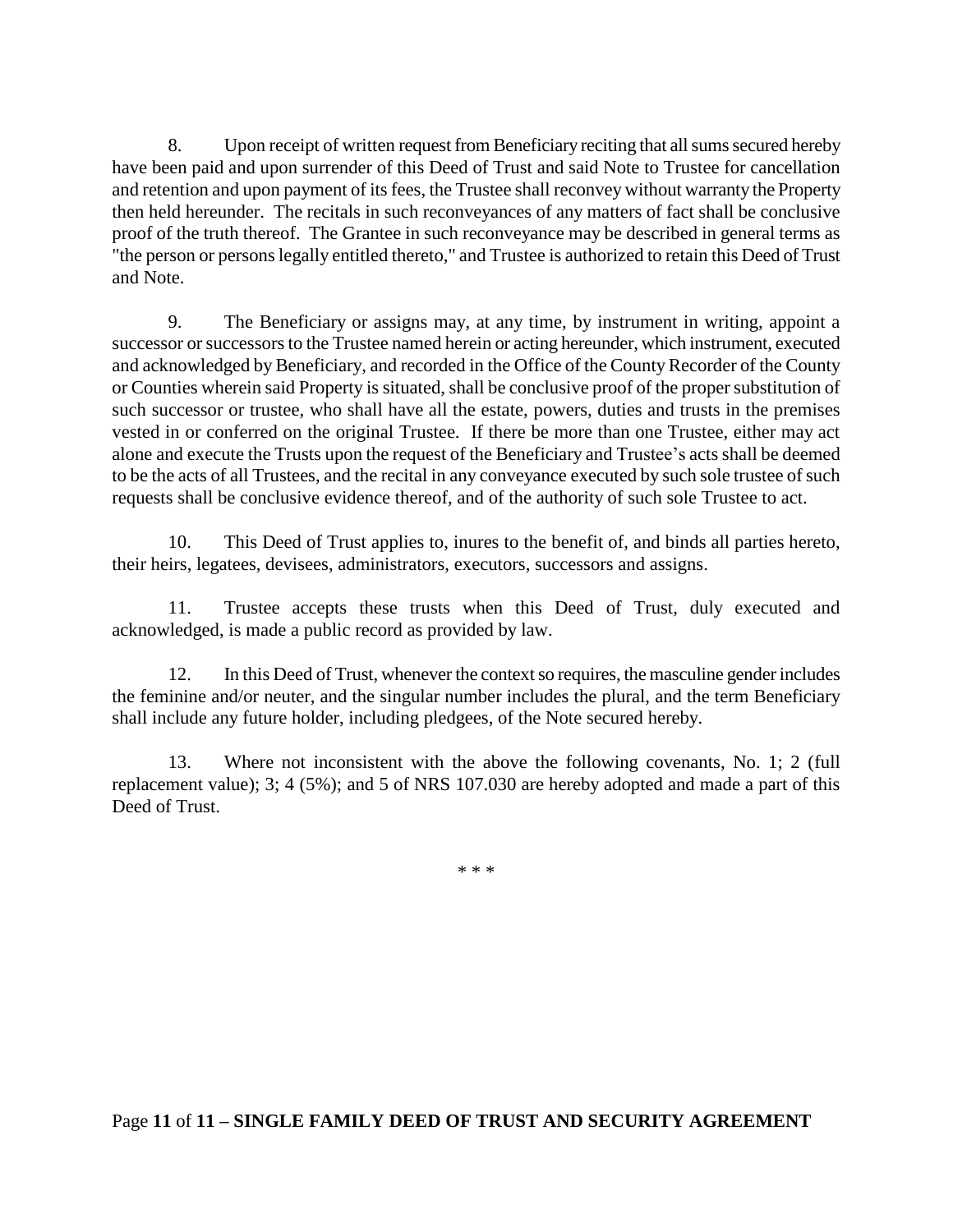8. Upon receipt of written request from Beneficiary reciting that all sums secured hereby have been paid and upon surrender of this Deed of Trust and said Note to Trustee for cancellation and retention and upon payment of its fees, the Trustee shall reconvey without warranty the Property then held hereunder. The recitals in such reconveyances of any matters of fact shall be conclusive proof of the truth thereof. The Grantee in such reconveyance may be described in general terms as "the person or persons legally entitled thereto," and Trustee is authorized to retain this Deed of Trust and Note.

9. The Beneficiary or assigns may, at any time, by instrument in writing, appoint a successor or successors to the Trustee named herein or acting hereunder, which instrument, executed and acknowledged by Beneficiary, and recorded in the Office of the County Recorder of the County or Counties wherein said Property is situated, shall be conclusive proof of the proper substitution of such successor or trustee, who shall have all the estate, powers, duties and trusts in the premises vested in or conferred on the original Trustee. If there be more than one Trustee, either may act alone and execute the Trusts upon the request of the Beneficiary and Trustee's acts shall be deemed to be the acts of all Trustees, and the recital in any conveyance executed by such sole trustee of such requests shall be conclusive evidence thereof, and of the authority of such sole Trustee to act.

10. This Deed of Trust applies to, inures to the benefit of, and binds all parties hereto, their heirs, legatees, devisees, administrators, executors, successors and assigns.

11. Trustee accepts these trusts when this Deed of Trust, duly executed and acknowledged, is made a public record as provided by law.

12. In this Deed of Trust, whenever the context so requires, the masculine gender includes the feminine and/or neuter, and the singular number includes the plural, and the term Beneficiary shall include any future holder, including pledgees, of the Note secured hereby.

13. Where not inconsistent with the above the following covenants, No. 1; 2 (full replacement value); 3; 4 (5%); and 5 of NRS 107.030 are hereby adopted and made a part of this Deed of Trust.

\* \* \*